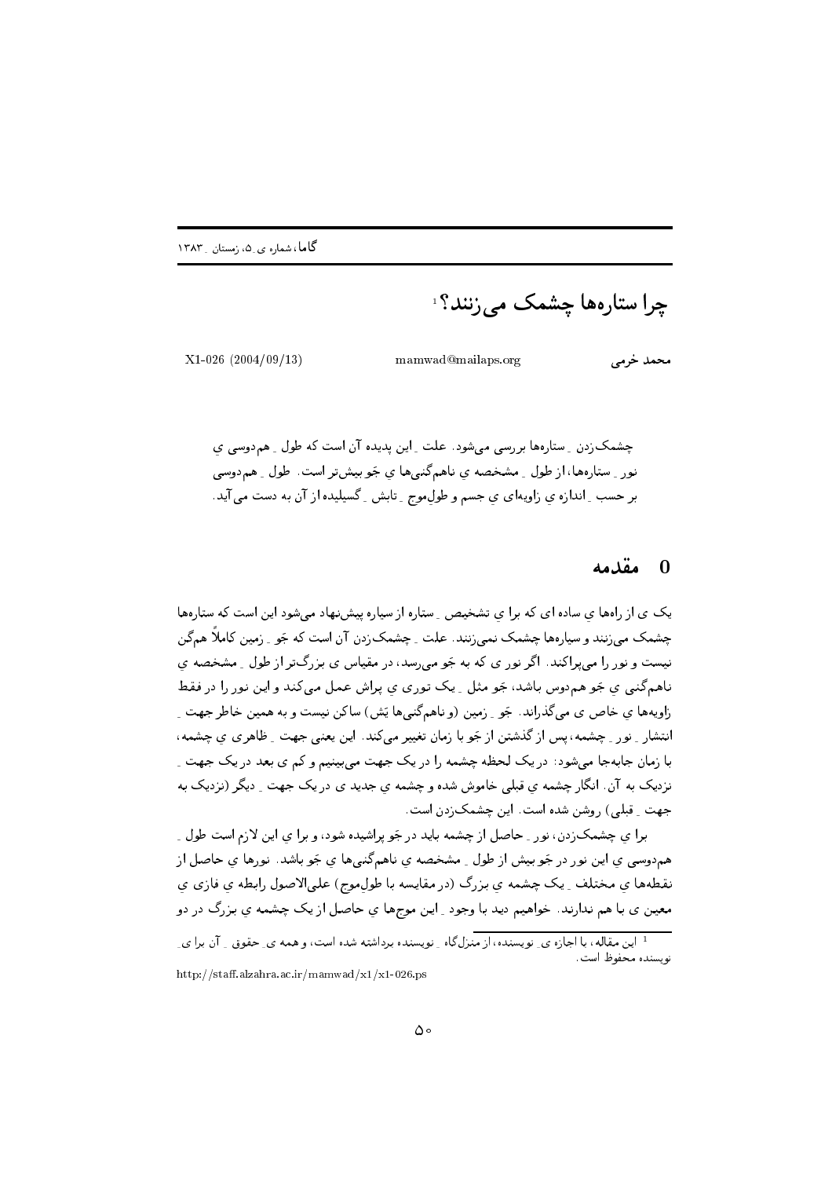# چرا ستاره‌ها چشمک می‌زنند؟[1]

محمد خرمی    mamwad@mailaps.org    X1-026 (2004/09/13)

چشمک‌زدن ِ ستاره‌ها بررسی می‌شود. علت ِ این پدیده آن است که طول ِ هم‌دوسی ِ نور ِ ستاره‌ها، از طول ِ مشخصه ی ناهم‌گنی‌ها ی جَو بیش‌تر است. طول ِ هم‌دوسی بر حسب ِ اندازه ی زاویه‌ای ی جسم و طول‌موج ِ تابش ِ گسیلیده از آن به دست می‌آید.

## 0 مقدمه

یک ی از راه‌ها ی ساده ای که برا ی تشخیص ِ ستاره از سیاره پیش‌نهاد می‌شود این است که ستاره‌ها چشمک می‌زنند و سیاره‌ها چشمک نمی‌زنند. علت ِ چشمک‌زدن آن است که جَو ِ زمین کاملاً هم‌گن نیست و نور را می‌پراکند. اگر نور ی که به جَو می‌رسد، در مقیاس ی بزرگ‌تر از طول ِ مشخصه ی ناهم‌گنی ی جَو هم‌دوس باشد، جَو مثل ِ یک توری ی پراش عمل می‌کند و این نور را در فقط زاویه‌ها ی خاص ی می‌گذراند. جَو ِ زمین (و ناهم‌گنی‌ها یَش) ساکن نیست و به همین خاطر جهت ِ انتشار ِ نور ِ چشمه، پس از گذشتن از جَو با زمان تغییر می‌کند. این یعنی جهت ِ ظاهری ی چشمه، با زمان جابه‌جا می‌شود: در یک لحظه چشمه را در یک جهت می‌بینیم و کم ی بعد در یک جهت ِ نزدیک به آن. انگار چشمه ی قبلی خاموش شده و چشمه ی جدید ی در یک جهت ِ دیگر (نزدیک به جهت ِ قبلی) روشن شده است. این چشمک‌زدن است.

برا ی چشمک‌زدن، نور ِ حاصل از چشمه باید در جَو پراشیده شود، و برا ی این لازم است طول ِ هم‌دوسی ی این نور در جَو بیش از طول ِ مشخصه ی ناهم‌گنی‌ها ی جَو باشد. نورها ی حاصل از نقطه‌ها ی مختلف ِ یک چشمه ی بزرگ (در مقایسه با طول‌موج) علی‌الاصول رابطه ی فازی ی معین ی با هم ندارند. خواهیم دید با وجود ِ این موج‌ها ی حاصل از یک چشمه ی بزرگ در دو

[1] این مقاله، با اجازه ی ِ نویسنده، از منزل‌گاه ِ نویسنده برداشته شده است، و همه ی ِ حقوق ِ آن برا ی ِ نویسنده محفوظ است.

http://staff.alzahra.ac.ir/mamwad/x1/x1-026.ps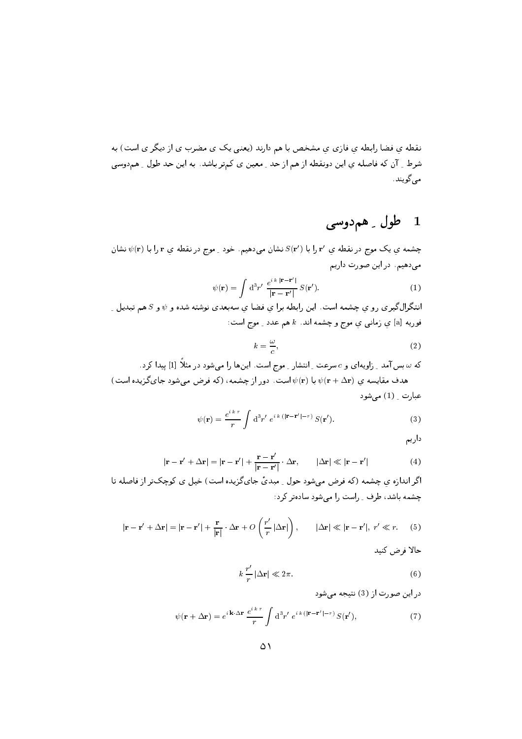نقطه ي فضا رابطه ي فازي ي مشخص با هم دارند (يعني يک ی مضرب ی از ديگر ی است) به شرط ِ آن که فاصله ي اين دونقطه از هم از حد ِ معين ی کم‌تر باشد. به اين حد طول ِ هم‌دوسی می‌گويند.

# 1 طول ِ هم‌دوسی

چشمه ي يک موج در نقطه ي $\mathbf{r}'$ را با $S(\mathbf{r}')$ نشان می‌دهيم. خود ِ موج در نقطه ي $\mathbf{r}$ را با $\psi(\mathbf{r})$ نشان می‌دهيم. در اين صورت داريم

$$\psi(\mathbf{r}) = \int \mathrm{d}^3r' \; \frac{e^{i\,k\,|\mathbf{r}-\mathbf{r}'|}}{|\mathbf{r}-\mathbf{r}'|}\, S(\mathbf{r}'). \tag{1}$$

انتگرال‌گيری رو ي چشمه است. اين رابطه برا ي فضا ي سه‌بعدی نوشته شده و $\psi$ و $S$ هم تبديل ِ فوريه [a] ي زمانی ي موج و چشمه اند. $k$ هم عدد ِ موج است:

$$k = \frac{\omega}{c}, \tag{2}$$

که $\omega$ بس‌آمد ِ زاويه‌ای و $c$ سرعت ِ انتشار ِ موج است. اين‌ها را می‌شود در مثلاً [1] پيدا کرد.

هدف مقايسه ي $\psi(\mathbf{r}+\Delta\mathbf{r})$ با $\psi(\mathbf{r})$ است. دور از چشمه، (که فرض می‌شود جای‌گزيده است) عبارت ِ (1) می‌شود

$$\psi(\mathbf{r}) = \frac{e^{i\,k\,r}}{r} \int \mathrm{d}^3r' \; e^{i\,k\,(|\mathbf{r}-\mathbf{r}'|-r)}\, S(\mathbf{r}'). \tag{3}$$

داريم

$$|\mathbf{r}-\mathbf{r}'+\Delta\mathbf{r}| = |\mathbf{r}-\mathbf{r}'| + \frac{\mathbf{r}-\mathbf{r}'}{|\mathbf{r}-\mathbf{r}'|}\cdot\Delta\mathbf{r}, \qquad |\Delta\mathbf{r}| \ll |\mathbf{r}-\mathbf{r}'| \tag{4}$$

اگر اندازه ي چشمه (که فرض می‌شود حول ِ مبدأ جای‌گزيده است) خيل ی کوچک‌تر از فاصله تا چشمه باشد، طرف ِ راست را می‌شود ساده‌تر کرد:

$$|\mathbf{r}-\mathbf{r}'+\Delta\mathbf{r}| = |\mathbf{r}-\mathbf{r}'| + \frac{\mathbf{r}}{|\mathbf{r}|}\cdot\Delta\mathbf{r} + O\left(\frac{r'}{r}\,|\Delta\mathbf{r}|\right), \qquad |\Delta\mathbf{r}| \ll |\mathbf{r}-\mathbf{r}'|,\; r' \ll r. \tag{5}$$

حالا فرض کنيد

$$k\,\frac{r'}{r}\,|\Delta\mathbf{r}| \ll 2\pi. \tag{6}$$

در اين صورت از (3) نتيجه می‌شود

$$\psi(\mathbf{r}+\Delta\mathbf{r}) = e^{i\,\mathbf{k}\cdot\Delta\mathbf{r}}\,\frac{e^{i\,k\,r}}{r} \int \mathrm{d}^3r' \; e^{i\,k\,(|\mathbf{r}-\mathbf{r}'|-r)}\, S(\mathbf{r}'), \tag{7}$$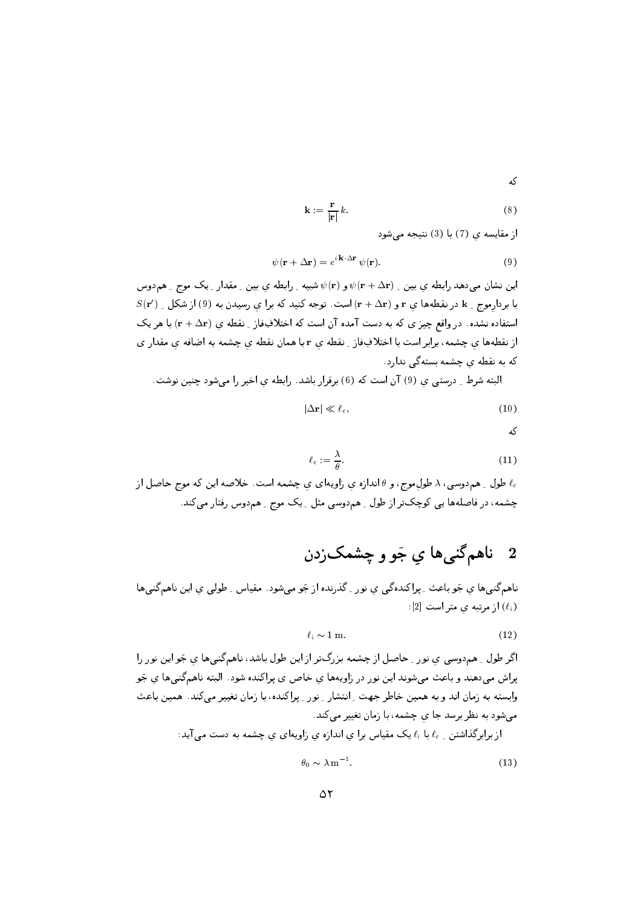که

$$\mathbf{k} := \frac{\mathbf{r}}{|\mathbf{r}|}\,k. \tag{8}$$

از مقایسه ی (7) با (3) نتیجه می‌شود

$$\psi(\mathbf{r} + \Delta\mathbf{r}) = e^{i\,\mathbf{k}\cdot\Delta\mathbf{r}}\,\psi(\mathbf{r}). \tag{9}$$

این نشان می‌دهد رابطه ی بین ـ $\psi(\mathbf{r} + \Delta\mathbf{r})$ و $\psi(\mathbf{r})$ شبیه ـ رابطه ی بین ـ مقدار ـ یک موج ـ هم‌دوس با بردارِموج ـ $\mathbf{k}$ در نقطه‌ها ی $\mathbf{r}$ و $(\mathbf{r} + \Delta\mathbf{r})$ است. توجه کنید که برا ی رسیدن به (9) از شکل ـ $S(\mathbf{r}')$ استفاده نشده. در واقع چیز ی که به دست آمده آن است که اختلاف‌فاز ـ نقطه ی $(\mathbf{r} + \Delta\mathbf{r})$ با هر یک از نقطه‌ها ی چشمه، برابر است با اختلاف‌فاز ـ نقطه ی $\mathbf{r}$ با همان نقطه ی چشمه به اضافه ی مقدار ی که به نقطه ی چشمه بسته‌گی ندارد.

البته شرط ـ درستی ی (9) آن است که (6) برقرار باشد. رابطه ی اخیر را می‌شود چنین نوشت.

$$|\Delta\mathbf{r}| \ll \ell_c, \tag{10}$$

که

$$\ell_c := \frac{\lambda}{\theta}. \tag{11}$$

$\ell_c$ طول ـ هم‌دوسی، $\lambda$ طول‌موج، و $\theta$ اندازه ی زاویه‌ای ی چشمه است. خلاصه این که موج حاصل از چشمه، در فاصله‌ها یی کوچک‌تر از طول ـ هم‌دوسی مثل ـ یک موج ـ هم‌دوس رفتار می‌کند.

## 2 ناهم‌گنی‌ها یِ جَو و چشمک‌زدن

ناهم‌گنی‌ها ی جَو باعث ـ پراکنده‌گی ی نور ـ گذرنده از جَو می‌شود. مقیاس ـ طولی ی این ناهم‌گنی‌ها ($\ell_i$) از مرتبه ی متر است [2]:

$$\ell_i \sim 1\ \mathrm{m}. \tag{12}$$

اگر طول ـ هم‌دوسی ی نور ـ حاصل از چشمه بزرگ‌تر از این طول باشد، ناهم‌گنی‌ها ی جَو این نور را پراش می‌دهند و باعث می‌شوند این نور در زاویه‌ها ی خاص ی پراکنده شود. البته ناهم‌گنی‌ها ی جَو وابسته به زمان اند و به همین خاطر جهت ـ انتشار ـ نور ـ پراکنده، با زمان تغییر می‌کند. همین باعث می‌شود به نظر برسد جا ی چشمه، با زمان تغییر می‌کند.

از برابرگذاشتن ـ $\ell_c$ با $\ell_i$ یک مقیاس برا ی اندازه ی زاویه‌ای ی چشمه به دست می‌آید:

$$\theta_0 \sim \lambda\,\mathrm{m}^{-1}. \tag{13}$$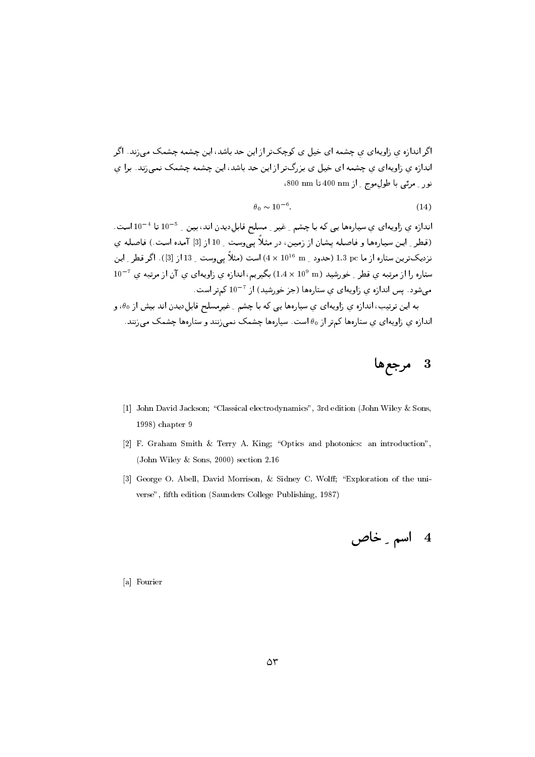اگر اندازه‌ ي زاويه‌ای ي چشمه ای خيل ی کوچک‌تر از اين حد باشد، اين چشمه چشمک می‌زند. اگر اندازه‌ ي زاويه‌ای ي چشمه ای خيل ی بزرگ‌تر از اين حد باشد، اين چشمه چشمک نمی‌زند. برا ي نور ـِ مرئی با طول‌موج ـِ از 400 nm تا 800 nm،

$$\theta_0 \sim 10^{-6}. \tag{14}$$

اندازه‌ ي زاويه‌ای ي سياره‌ها يی که با چشم ـِ غير ـِ مسلح قابل‌ديدن اند، بين ـِ $10^{-5}$ تا $10^{-4}$ است. (قطر ـِ اين سياره‌ها و فاصله‌ يشان از زمين، در مثلاً پی‌وست ـِ 10 از [3] آمده است.) فاصله‌ ي نزديک‌ترين ستاره از ما 1.3 pc (حدود ـِ $4 \times 10^{16}$ m) است (مثلاً پی‌وست ـِ 13 از [3]). اگر قطر ـِ اين ستاره را از مرتبه‌ ي قطر ـِ خورشيد ($1.4 \times 10^{9}$ m) بگيريم، اندازه‌ ي زاويه‌ای ي آن از مرتبه‌ ي $10^{-7}$ می‌شود. پس اندازه‌ ي زاويه‌ای ي ستاره‌ها (جز خورشيد) از $10^{-7}$ کم‌تر است.

به اين ترتيب، اندازه‌ ي زاويه‌ای ي سياره‌ها يی که با چشم ـِ غيرمسلح قابل‌ديدن اند بيش از $\theta_0$، و اندازه‌ ي زاويه‌ای ي ستاره‌ها کم‌تر از $\theta_0$ است. سياره‌ها چشمک نمی‌زنند و ستاره‌ها چشمک می‌زنند.

## 3 مرجع‌ها

[1] John David Jackson; "Classical electrodynamics", 3rd edition (John Wiley & Sons, 1998) chapter 9

[2] F. Graham Smith & Terry A. King; "Optics and photonics: an introduction", (John Wiley & Sons, 2000) section 2.16

[3] George O. Abell, David Morrison, & Sidney C. Wolff; "Exploration of the universe", fifth edition (Saunders College Publishing, 1987)

## 4 اسم ـِ خاص

[a] Fourier